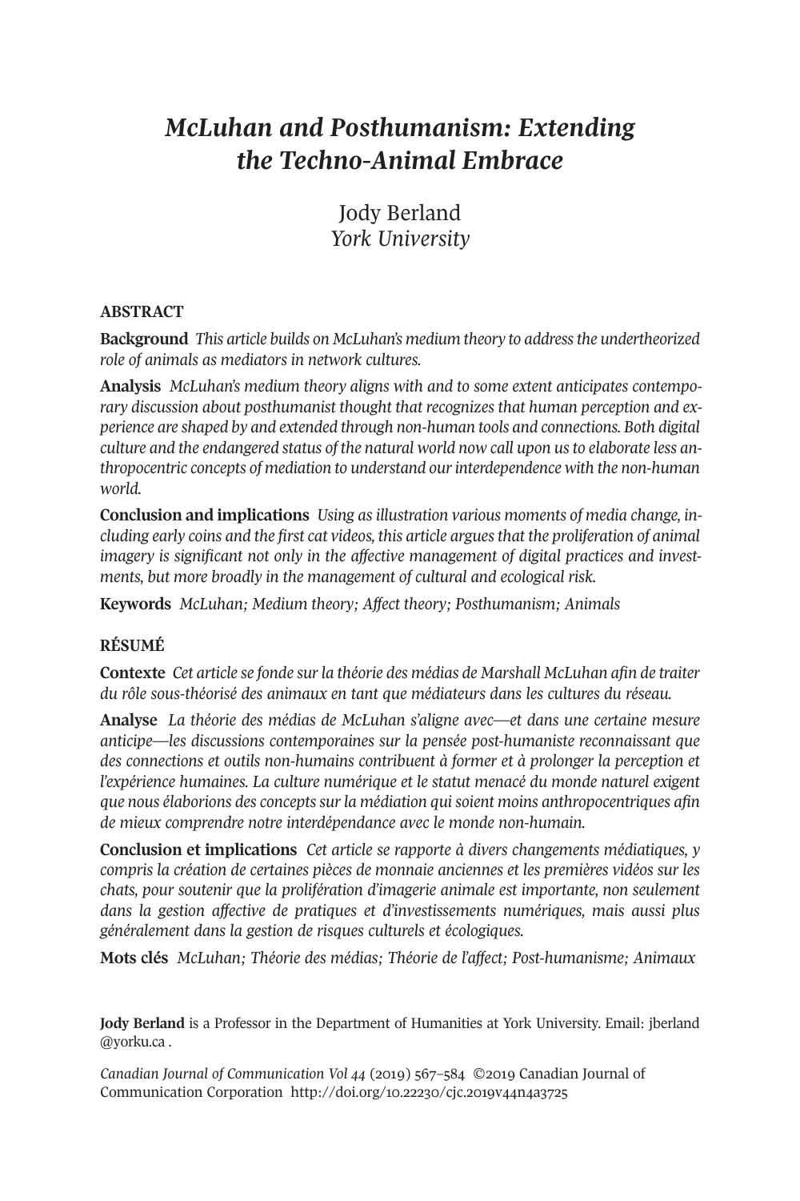# *McLuhan and Posthumanism: Extending the Techno-Animal Embrace*

Jody Berland
*York University*

## ABSTRACT

**Background** *This article builds on McLuhan's medium theory to address the undertheorized role of animals as mediators in network cultures.*

**Analysis** *McLuhan's medium theory aligns with and to some extent anticipates contemporary discussion about posthumanist thought that recognizes that human perception and experience are shaped by and extended through non-human tools and connections. Both digital culture and the endangered status of the natural world now call upon us to elaborate less anthropocentric concepts of mediation to understand our interdependence with the non-human world.*

**Conclusion and implications** *Using as illustration various moments of media change, including early coins and the first cat videos, this article argues that the proliferation of animal imagery is significant not only in the affective management of digital practices and investments, but more broadly in the management of cultural and ecological risk.*

**Keywords** *McLuhan; Medium theory; Affect theory; Posthumanism; Animals*

## RÉSUMÉ

**Contexte** *Cet article se fonde sur la théorie des médias de Marshall McLuhan afin de traiter du rôle sous-théorisé des animaux en tant que médiateurs dans les cultures du réseau.*

**Analyse** *La théorie des médias de McLuhan s'aligne avec—et dans une certaine mesure anticipe—les discussions contemporaines sur la pensée post-humaniste reconnaissant que des connections et outils non-humains contribuent à former et à prolonger la perception et l'expérience humaines. La culture numérique et le statut menacé du monde naturel exigent que nous élaborions des concepts sur la médiation qui soient moins anthropocentriques afin de mieux comprendre notre interdépendance avec le monde non-humain.*

**Conclusion et implications** *Cet article se rapporte à divers changements médiatiques, y compris la création de certaines pièces de monnaie anciennes et les premières vidéos sur les chats, pour soutenir que la prolifération d'imagerie animale est importante, non seulement dans la gestion affective de pratiques et d'investissements numériques, mais aussi plus généralement dans la gestion de risques culturels et écologiques.*

**Mots clés** *McLuhan; Théorie des médias; Théorie de l'affect; Post-humanisme; Animaux*

**Jody Berland** is a Professor in the Department of Humanities at York University. Email: jberland@yorku.ca .

*Canadian Journal of Communication Vol 44* (2019) 567–584 ©2019 Canadian Journal of Communication Corporation http://doi.org/10.22230/cjc.2019v44n4a3725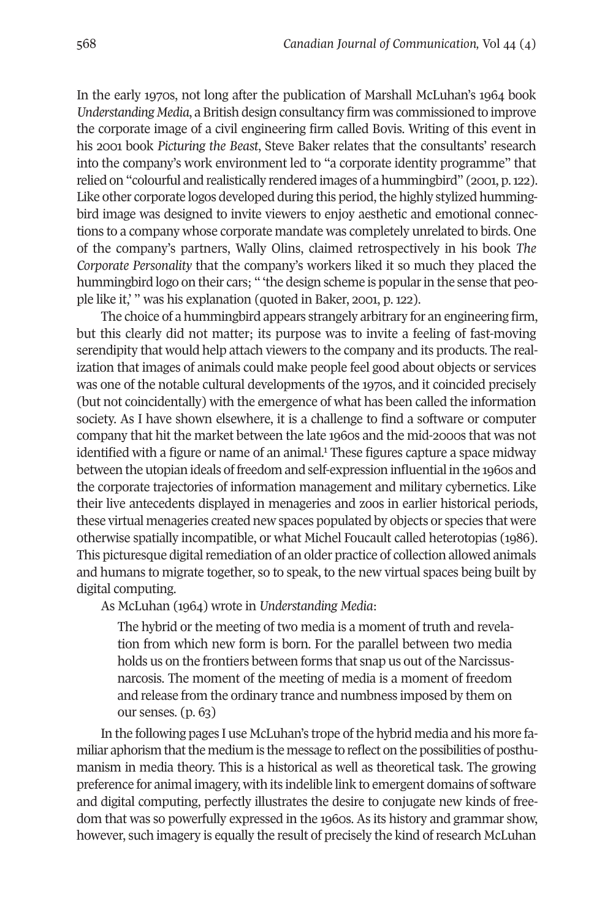In the early 1970s, not long after the publication of Marshall McLuhan's 1964 book *Understanding Media*, a British design consultancy firm was commissioned to improve the corporate image of a civil engineering firm called Bovis. Writing of this event in his 2001 book *Picturing the Beast*, Steve Baker relates that the consultants' research into the company's work environment led to "a corporate identity programme" that relied on "colourful and realistically rendered images of a hummingbird" (2001, p. 122). Like other corporate logos developed during this period, the highly stylized hummingbird image was designed to invite viewers to enjoy aesthetic and emotional connections to a company whose corporate mandate was completely unrelated to birds. One of the company's partners, Wally Olins, claimed retrospectively in his book *The Corporate Personality* that the company's workers liked it so much they placed the hummingbird logo on their cars; " 'the design scheme is popular in the sense that people like it,' " was his explanation (quoted in Baker, 2001, p. 122).

The choice of a hummingbird appears strangely arbitrary for an engineering firm, but this clearly did not matter; its purpose was to invite a feeling of fast-moving serendipity that would help attach viewers to the company and its products. The realization that images of animals could make people feel good about objects or services was one of the notable cultural developments of the 1970s, and it coincided precisely (but not coincidentally) with the emergence of what has been called the information society. As I have shown elsewhere, it is a challenge to find a software or computer company that hit the market between the late 1960s and the mid-2000s that was not identified with a figure or name of an animal.[1] These figures capture a space midway between the utopian ideals of freedom and self-expression influential in the 1960s and the corporate trajectories of information management and military cybernetics. Like their live antecedents displayed in menageries and zoos in earlier historical periods, these virtual menageries created new spaces populated by objects or species that were otherwise spatially incompatible, or what Michel Foucault called heterotopias (1986). This picturesque digital remediation of an older practice of collection allowed animals and humans to migrate together, so to speak, to the new virtual spaces being built by digital computing.

As McLuhan (1964) wrote in *Understanding Media*:

> The hybrid or the meeting of two media is a moment of truth and revelation from which new form is born. For the parallel between two media holds us on the frontiers between forms that snap us out of the Narcissus-narcosis. The moment of the meeting of media is a moment of freedom and release from the ordinary trance and numbness imposed by them on our senses. (p. 63)

In the following pages I use McLuhan's trope of the hybrid media and his more familiar aphorism that the medium is the message to reflect on the possibilities of posthumanism in media theory. This is a historical as well as theoretical task. The growing preference for animal imagery, with its indelible link to emergent domains of software and digital computing, perfectly illustrates the desire to conjugate new kinds of freedom that was so powerfully expressed in the 1960s. As its history and grammar show, however, such imagery is equally the result of precisely the kind of research McLuhan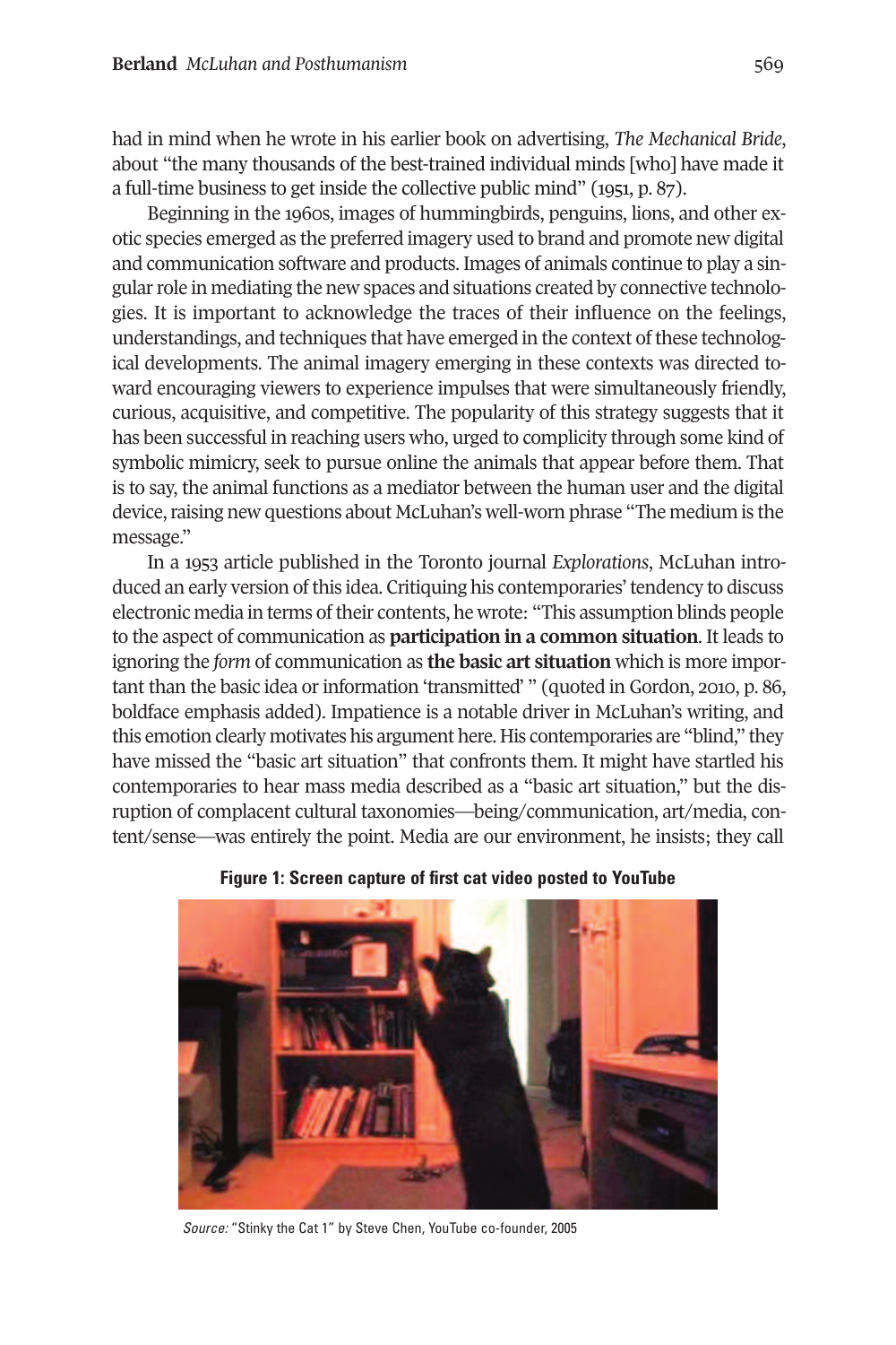had in mind when he wrote in his earlier book on advertising, *The Mechanical Bride*, about "the many thousands of the best-trained individual minds [who] have made it a full-time business to get inside the collective public mind" (1951, p. 87).

Beginning in the 1960s, images of hummingbirds, penguins, lions, and other exotic species emerged as the preferred imagery used to brand and promote new digital and communication software and products. Images of animals continue to play a singular role in mediating the new spaces and situations created by connective technologies. It is important to acknowledge the traces of their influence on the feelings, understandings, and techniques that have emerged in the context of these technological developments. The animal imagery emerging in these contexts was directed toward encouraging viewers to experience impulses that were simultaneously friendly, curious, acquisitive, and competitive. The popularity of this strategy suggests that it has been successful in reaching users who, urged to complicity through some kind of symbolic mimicry, seek to pursue online the animals that appear before them. That is to say, the animal functions as a mediator between the human user and the digital device, raising new questions about McLuhan's well-worn phrase "The medium is the message."

In a 1953 article published in the Toronto journal *Explorations*, McLuhan introduced an early version of this idea. Critiquing his contemporaries' tendency to discuss electronic media in terms of their contents, he wrote: "This assumption blinds people to the aspect of communication as **participation in a common situation**. It leads to ignoring the *form* of communication as **the basic art situation** which is more important than the basic idea or information 'transmitted' " (quoted in Gordon, 2010, p. 86, boldface emphasis added). Impatience is a notable driver in McLuhan's writing, and this emotion clearly motivates his argument here. His contemporaries are "blind," they have missed the "basic art situation" that confronts them. It might have startled his contemporaries to hear mass media described as a "basic art situation," but the disruption of complacent cultural taxonomies—being/communication, art/media, content/sense—was entirely the point. Media are our environment, he insists; they call

**Figure 1: Screen capture of first cat video posted to YouTube**

*Source:* "Stinky the Cat 1" by Steve Chen, YouTube co-founder, 2005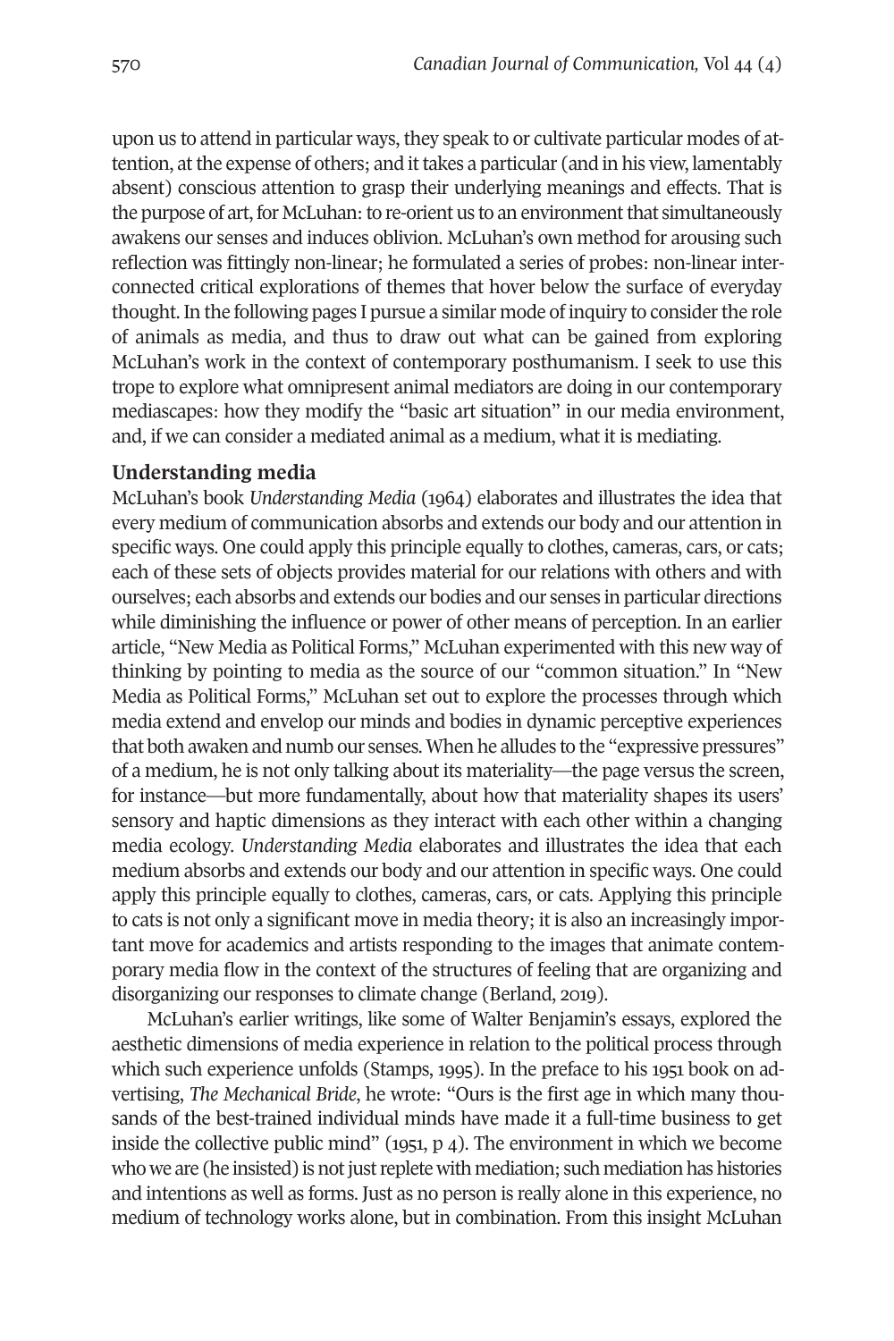upon us to attend in particular ways, they speak to or cultivate particular modes of attention, at the expense of others; and it takes a particular (and in his view, lamentably absent) conscious attention to grasp their underlying meanings and effects. That is the purpose of art, for McLuhan: to re-orient us to an environment that simultaneously awakens our senses and induces oblivion. McLuhan's own method for arousing such reflection was fittingly non-linear; he formulated a series of probes: non-linear interconnected critical explorations of themes that hover below the surface of everyday thought. In the following pages I pursue a similar mode of inquiry to consider the role of animals as media, and thus to draw out what can be gained from exploring McLuhan's work in the context of contemporary posthumanism. I seek to use this trope to explore what omnipresent animal mediators are doing in our contemporary mediascapes: how they modify the "basic art situation" in our media environment, and, if we can consider a mediated animal as a medium, what it is mediating.

## Understanding media

McLuhan's book *Understanding Media* (1964) elaborates and illustrates the idea that every medium of communication absorbs and extends our body and our attention in specific ways. One could apply this principle equally to clothes, cameras, cars, or cats; each of these sets of objects provides material for our relations with others and with ourselves; each absorbs and extends our bodies and our senses in particular directions while diminishing the influence or power of other means of perception. In an earlier article, "New Media as Political Forms," McLuhan experimented with this new way of thinking by pointing to media as the source of our "common situation." In "New Media as Political Forms," McLuhan set out to explore the processes through which media extend and envelop our minds and bodies in dynamic perceptive experiences that both awaken and numb our senses. When he alludes to the "expressive pressures" of a medium, he is not only talking about its materiality—the page versus the screen, for instance—but more fundamentally, about how that materiality shapes its users' sensory and haptic dimensions as they interact with each other within a changing media ecology. *Understanding Media* elaborates and illustrates the idea that each medium absorbs and extends our body and our attention in specific ways. One could apply this principle equally to clothes, cameras, cars, or cats. Applying this principle to cats is not only a significant move in media theory; it is also an increasingly important move for academics and artists responding to the images that animate contemporary media flow in the context of the structures of feeling that are organizing and disorganizing our responses to climate change (Berland, 2019).

McLuhan's earlier writings, like some of Walter Benjamin's essays, explored the aesthetic dimensions of media experience in relation to the political process through which such experience unfolds (Stamps, 1995). In the preface to his 1951 book on advertising, *The Mechanical Bride*, he wrote: "Ours is the first age in which many thousands of the best-trained individual minds have made it a full-time business to get inside the collective public mind" (1951, p 4). The environment in which we become who we are (he insisted) is not just replete with mediation; such mediation has histories and intentions as well as forms. Just as no person is really alone in this experience, no medium of technology works alone, but in combination. From this insight McLuhan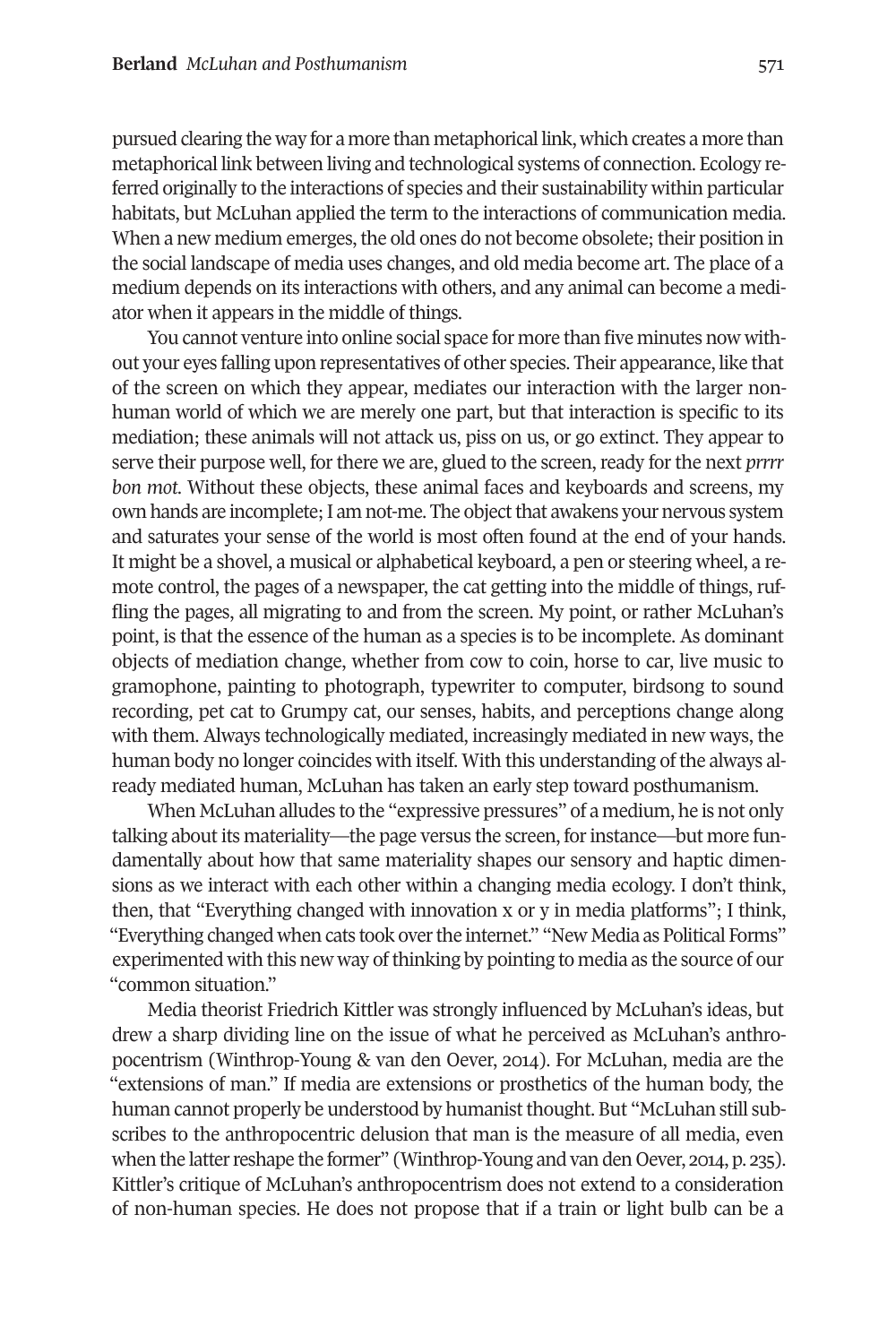pursued clearing the way for a more than metaphorical link, which creates a more than metaphorical link between living and technological systems of connection. Ecology referred originally to the interactions of species and their sustainability within particular habitats, but McLuhan applied the term to the interactions of communication media. When a new medium emerges, the old ones do not become obsolete; their position in the social landscape of media uses changes, and old media become art. The place of a medium depends on its interactions with others, and any animal can become a mediator when it appears in the middle of things.

You cannot venture into online social space for more than five minutes now without your eyes falling upon representatives of other species. Their appearance, like that of the screen on which they appear, mediates our interaction with the larger nonhuman world of which we are merely one part, but that interaction is specific to its mediation; these animals will not attack us, piss on us, or go extinct. They appear to serve their purpose well, for there we are, glued to the screen, ready for the next *prrrr bon mot.* Without these objects, these animal faces and keyboards and screens, my own hands are incomplete; I am not-me. The object that awakens your nervous system and saturates your sense of the world is most often found at the end of your hands. It might be a shovel, a musical or alphabetical keyboard, a pen or steering wheel, a remote control, the pages of a newspaper, the cat getting into the middle of things, ruffling the pages, all migrating to and from the screen. My point, or rather McLuhan's point, is that the essence of the human as a species is to be incomplete. As dominant objects of mediation change, whether from cow to coin, horse to car, live music to gramophone, painting to photograph, typewriter to computer, birdsong to sound recording, pet cat to Grumpy cat, our senses, habits, and perceptions change along with them. Always technologically mediated, increasingly mediated in new ways, the human body no longer coincides with itself. With this understanding of the always already mediated human, McLuhan has taken an early step toward posthumanism.

When McLuhan alludes to the "expressive pressures" of a medium, he is not only talking about its materiality—the page versus the screen, for instance—but more fundamentally about how that same materiality shapes our sensory and haptic dimensions as we interact with each other within a changing media ecology. I don't think, then, that "Everything changed with innovation x or y in media platforms"; I think, "Everything changed when cats took over the internet." "New Media as Political Forms" experimented with this new way of thinking by pointing to media as the source of our "common situation."

Media theorist Friedrich Kittler was strongly influenced by McLuhan's ideas, but drew a sharp dividing line on the issue of what he perceived as McLuhan's anthropocentrism (Winthrop-Young & van den Oever, 2014). For McLuhan, media are the "extensions of man." If media are extensions or prosthetics of the human body, the human cannot properly be understood by humanist thought. But "McLuhan still subscribes to the anthropocentric delusion that man is the measure of all media, even when the latter reshape the former" (Winthrop-Young and van den Oever, 2014, p. 235). Kittler's critique of McLuhan's anthropocentrism does not extend to a consideration of non-human species. He does not propose that if a train or light bulb can be a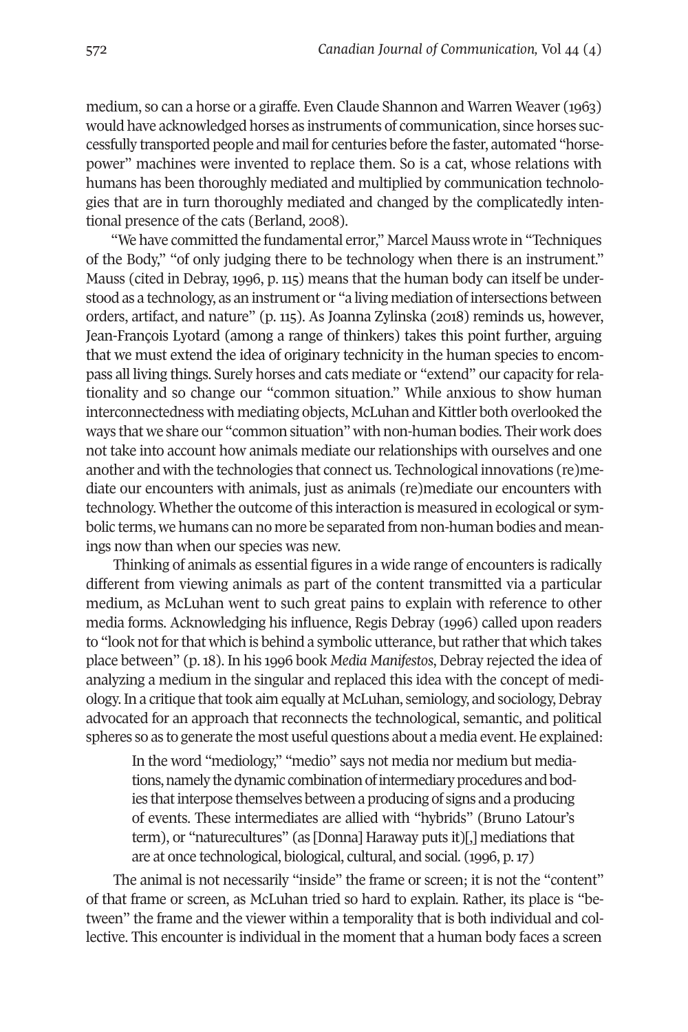medium, so can a horse or a giraffe. Even Claude Shannon and Warren Weaver (1963) would have acknowledged horses as instruments of communication, since horses successfully transported people and mail for centuries before the faster, automated "horsepower" machines were invented to replace them. So is a cat, whose relations with humans has been thoroughly mediated and multiplied by communication technologies that are in turn thoroughly mediated and changed by the complicatedly intentional presence of the cats (Berland, 2008).

"We have committed the fundamental error," Marcel Mauss wrote in "Techniques of the Body," "of only judging there to be technology when there is an instrument." Mauss (cited in Debray, 1996, p. 115) means that the human body can itself be understood as a technology, as an instrument or "a living mediation of intersections between orders, artifact, and nature" (p. 115). As Joanna Zylinska (2018) reminds us, however, Jean-François Lyotard (among a range of thinkers) takes this point further, arguing that we must extend the idea of originary technicity in the human species to encompass all living things. Surely horses and cats mediate or "extend" our capacity for relationality and so change our "common situation." While anxious to show human interconnectedness with mediating objects, McLuhan and Kittler both overlooked the ways that we share our "common situation" with non-human bodies. Their work does not take into account how animals mediate our relationships with ourselves and one another and with the technologies that connect us. Technological innovations (re)mediate our encounters with animals, just as animals (re)mediate our encounters with technology. Whether the outcome of this interaction is measured in ecological or symbolic terms, we humans can no more be separated from non-human bodies and meanings now than when our species was new.

Thinking of animals as essential figures in a wide range of encounters is radically different from viewing animals as part of the content transmitted via a particular medium, as McLuhan went to such great pains to explain with reference to other media forms. Acknowledging his influence, Regis Debray (1996) called upon readers to "look not for that which is behind a symbolic utterance, but rather that which takes place between" (p. 18). In his 1996 book *Media Manifestos*, Debray rejected the idea of analyzing a medium in the singular and replaced this idea with the concept of mediology. In a critique that took aim equally at McLuhan, semiology, and sociology, Debray advocated for an approach that reconnects the technological, semantic, and political spheres so as to generate the most useful questions about a media event. He explained:

> In the word "mediology," "medio" says not media nor medium but mediations, namely the dynamic combination of intermediary procedures and bodies that interpose themselves between a producing of signs and a producing of events. These intermediates are allied with "hybrids" (Bruno Latour's term), or "naturecultures" (as [Donna] Haraway puts it)[,] mediations that are at once technological, biological, cultural, and social. (1996, p. 17)

The animal is not necessarily "inside" the frame or screen; it is not the "content" of that frame or screen, as McLuhan tried so hard to explain. Rather, its place is "between" the frame and the viewer within a temporality that is both individual and collective. This encounter is individual in the moment that a human body faces a screen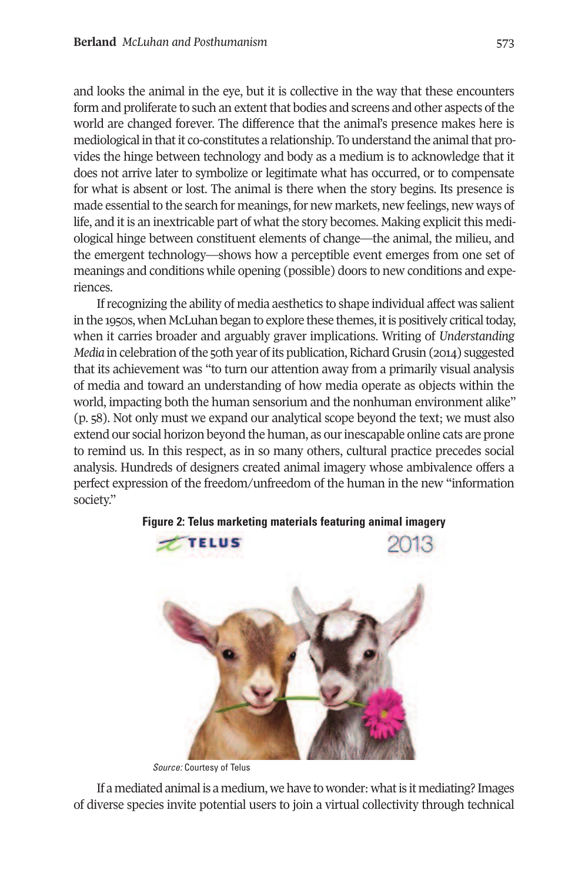and looks the animal in the eye, but it is collective in the way that these encounters form and proliferate to such an extent that bodies and screens and other aspects of the world are changed forever. The difference that the animal's presence makes here is mediological in that it co-constitutes a relationship. To understand the animal that provides the hinge between technology and body as a medium is to acknowledge that it does not arrive later to symbolize or legitimate what has occurred, or to compensate for what is absent or lost. The animal is there when the story begins. Its presence is made essential to the search for meanings, for new markets, new feelings, new ways of life, and it is an inextricable part of what the story becomes. Making explicit this mediological hinge between constituent elements of change—the animal, the milieu, and the emergent technology—shows how a perceptible event emerges from one set of meanings and conditions while opening (possible) doors to new conditions and experiences.

If recognizing the ability of media aesthetics to shape individual affect was salient in the 1950s, when McLuhan began to explore these themes, it is positively critical today, when it carries broader and arguably graver implications. Writing of *Understanding Media* in celebration of the 50th year of its publication, Richard Grusin (2014) suggested that its achievement was "to turn our attention away from a primarily visual analysis of media and toward an understanding of how media operate as objects within the world, impacting both the human sensorium and the nonhuman environment alike" (p. 58). Not only must we expand our analytical scope beyond the text; we must also extend our social horizon beyond the human, as our inescapable online cats are prone to remind us. In this respect, as in so many others, cultural practice precedes social analysis. Hundreds of designers created animal imagery whose ambivalence offers a perfect expression of the freedom/unfreedom of the human in the new "information society."

**Figure 2: Telus marketing materials featuring animal imagery**

*Source:* Courtesy of Telus

If a mediated animal is a medium, we have to wonder: what is it mediating? Images of diverse species invite potential users to join a virtual collectivity through technical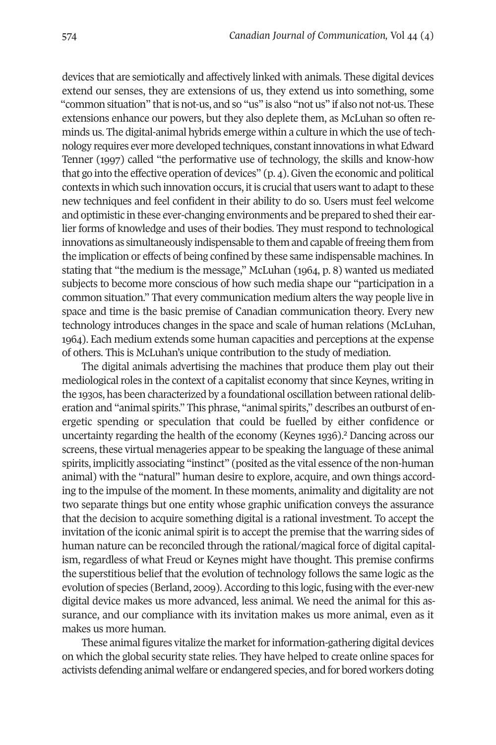devices that are semiotically and affectively linked with animals. These digital devices extend our senses, they are extensions of us, they extend us into something, some "common situation" that is not-us, and so "us" is also "not us" if also not not-us. These extensions enhance our powers, but they also deplete them, as McLuhan so often reminds us. The digital-animal hybrids emerge within a culture in which the use of technology requires ever more developed techniques, constant innovations in what Edward Tenner (1997) called "the performative use of technology, the skills and know-how that go into the effective operation of devices" (p. 4). Given the economic and political contexts in which such innovation occurs, it is crucial that users want to adapt to these new techniques and feel confident in their ability to do so. Users must feel welcome and optimistic in these ever-changing environments and be prepared to shed their earlier forms of knowledge and uses of their bodies. They must respond to technological innovations as simultaneously indispensable to them and capable of freeing them from the implication or effects of being confined by these same indispensable machines. In stating that "the medium is the message," McLuhan (1964, p. 8) wanted us mediated subjects to become more conscious of how such media shape our "participation in a common situation." That every communication medium alters the way people live in space and time is the basic premise of Canadian communication theory. Every new technology introduces changes in the space and scale of human relations (McLuhan, 1964). Each medium extends some human capacities and perceptions at the expense of others. This is McLuhan's unique contribution to the study of mediation.

The digital animals advertising the machines that produce them play out their mediological roles in the context of a capitalist economy that since Keynes, writing in the 1930s, has been characterized by a foundational oscillation between rational deliberation and "animal spirits." This phrase, "animal spirits," describes an outburst of energetic spending or speculation that could be fuelled by either confidence or uncertainty regarding the health of the economy (Keynes 1936).[2] Dancing across our screens, these virtual menageries appear to be speaking the language of these animal spirits, implicitly associating "instinct" (posited as the vital essence of the non-human animal) with the "natural" human desire to explore, acquire, and own things according to the impulse of the moment. In these moments, animality and digitality are not two separate things but one entity whose graphic unification conveys the assurance that the decision to acquire something digital is a rational investment. To accept the invitation of the iconic animal spirit is to accept the premise that the warring sides of human nature can be reconciled through the rational/magical force of digital capitalism, regardless of what Freud or Keynes might have thought. This premise confirms the superstitious belief that the evolution of technology follows the same logic as the evolution of species (Berland, 2009). According to this logic, fusing with the ever-new digital device makes us more advanced, less animal. We need the animal for this assurance, and our compliance with its invitation makes us more animal, even as it makes us more human.

These animal figures vitalize the market for information-gathering digital devices on which the global security state relies. They have helped to create online spaces for activists defending animal welfare or endangered species, and for bored workers doting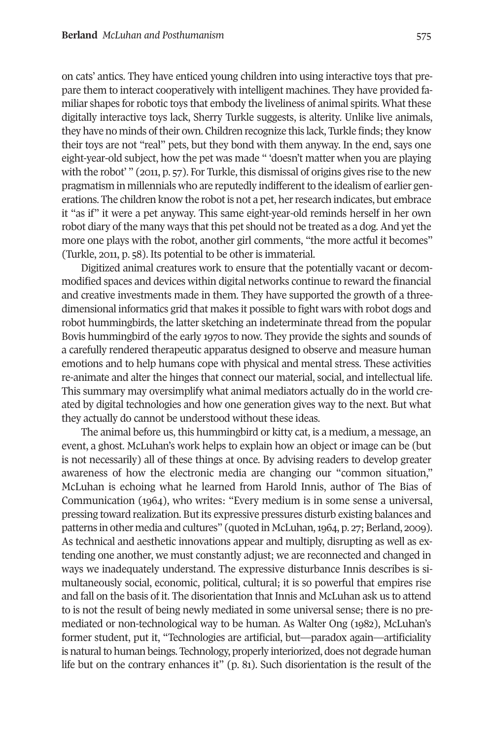on cats' antics. They have enticed young children into using interactive toys that prepare them to interact cooperatively with intelligent machines. They have provided familiar shapes for robotic toys that embody the liveliness of animal spirits. What these digitally interactive toys lack, Sherry Turkle suggests, is alterity. Unlike live animals, they have no minds of their own. Children recognize this lack, Turkle finds; they know their toys are not "real" pets, but they bond with them anyway. In the end, says one eight-year-old subject, how the pet was made " 'doesn't matter when you are playing with the robot' " (2011, p. 57). For Turkle, this dismissal of origins gives rise to the new pragmatism in millennials who are reputedly indifferent to the idealism of earlier generations. The children know the robot is not a pet, her research indicates, but embrace it "as if" it were a pet anyway. This same eight-year-old reminds herself in her own robot diary of the many ways that this pet should not be treated as a dog. And yet the more one plays with the robot, another girl comments, "the more actful it becomes" (Turkle, 2011, p. 58). Its potential to be other is immaterial.

Digitized animal creatures work to ensure that the potentially vacant or decommodified spaces and devices within digital networks continue to reward the financial and creative investments made in them. They have supported the growth of a three-dimensional informatics grid that makes it possible to fight wars with robot dogs and robot hummingbirds, the latter sketching an indeterminate thread from the popular Bovis hummingbird of the early 1970s to now. They provide the sights and sounds of a carefully rendered therapeutic apparatus designed to observe and measure human emotions and to help humans cope with physical and mental stress. These activities re-animate and alter the hinges that connect our material, social, and intellectual life. This summary may oversimplify what animal mediators actually do in the world created by digital technologies and how one generation gives way to the next. But what they actually do cannot be understood without these ideas.

The animal before us, this hummingbird or kitty cat, is a medium, a message, an event, a ghost. McLuhan's work helps to explain how an object or image can be (but is not necessarily) all of these things at once. By advising readers to develop greater awareness of how the electronic media are changing our "common situation," McLuhan is echoing what he learned from Harold Innis, author of The Bias of Communication (1964), who writes: "Every medium is in some sense a universal, pressing toward realization. But its expressive pressures disturb existing balances and patterns in other media and cultures" (quoted in McLuhan, 1964, p. 27; Berland, 2009). As technical and aesthetic innovations appear and multiply, disrupting as well as extending one another, we must constantly adjust; we are reconnected and changed in ways we inadequately understand. The expressive disturbance Innis describes is simultaneously social, economic, political, cultural; it is so powerful that empires rise and fall on the basis of it. The disorientation that Innis and McLuhan ask us to attend to is not the result of being newly mediated in some universal sense; there is no premediated or non-technological way to be human. As Walter Ong (1982), McLuhan's former student, put it, "Technologies are artificial, but—paradox again—artificiality is natural to human beings. Technology, properly interiorized, does not degrade human life but on the contrary enhances it" (p. 81). Such disorientation is the result of the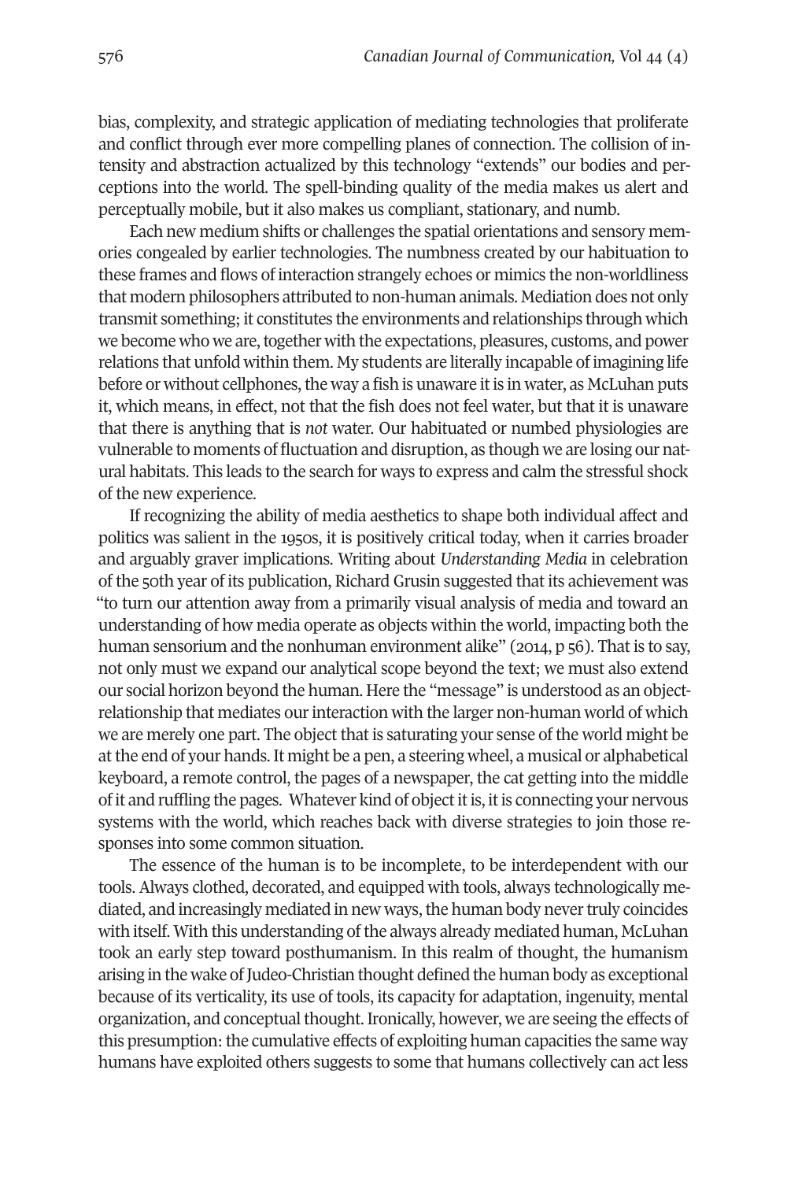bias, complexity, and strategic application of mediating technologies that proliferate and conflict through ever more compelling planes of connection. The collision of intensity and abstraction actualized by this technology "extends" our bodies and perceptions into the world. The spell-binding quality of the media makes us alert and perceptually mobile, but it also makes us compliant, stationary, and numb.

Each new medium shifts or challenges the spatial orientations and sensory memories congealed by earlier technologies. The numbness created by our habituation to these frames and flows of interaction strangely echoes or mimics the non-worldliness that modern philosophers attributed to non-human animals. Mediation does not only transmit something; it constitutes the environments and relationships through which we become who we are, together with the expectations, pleasures, customs, and power relations that unfold within them. My students are literally incapable of imagining life before or without cellphones, the way a fish is unaware it is in water, as McLuhan puts it, which means, in effect, not that the fish does not feel water, but that it is unaware that there is anything that is *not* water. Our habituated or numbed physiologies are vulnerable to moments of fluctuation and disruption, as though we are losing our natural habitats. This leads to the search for ways to express and calm the stressful shock of the new experience.

If recognizing the ability of media aesthetics to shape both individual affect and politics was salient in the 1950s, it is positively critical today, when it carries broader and arguably graver implications. Writing about *Understanding Media* in celebration of the 50th year of its publication, Richard Grusin suggested that its achievement was "to turn our attention away from a primarily visual analysis of media and toward an understanding of how media operate as objects within the world, impacting both the human sensorium and the nonhuman environment alike" (2014, p 56). That is to say, not only must we expand our analytical scope beyond the text; we must also extend our social horizon beyond the human. Here the "message" is understood as an object-relationship that mediates our interaction with the larger non-human world of which we are merely one part. The object that is saturating your sense of the world might be at the end of your hands. It might be a pen, a steering wheel, a musical or alphabetical keyboard, a remote control, the pages of a newspaper, the cat getting into the middle of it and ruffling the pages. Whatever kind of object it is, it is connecting your nervous systems with the world, which reaches back with diverse strategies to join those responses into some common situation.

The essence of the human is to be incomplete, to be interdependent with our tools. Always clothed, decorated, and equipped with tools, always technologically mediated, and increasingly mediated in new ways, the human body never truly coincides with itself. With this understanding of the always already mediated human, McLuhan took an early step toward posthumanism. In this realm of thought, the humanism arising in the wake of Judeo-Christian thought defined the human body as exceptional because of its verticality, its use of tools, its capacity for adaptation, ingenuity, mental organization, and conceptual thought. Ironically, however, we are seeing the effects of this presumption: the cumulative effects of exploiting human capacities the same way humans have exploited others suggests to some that humans collectively can act less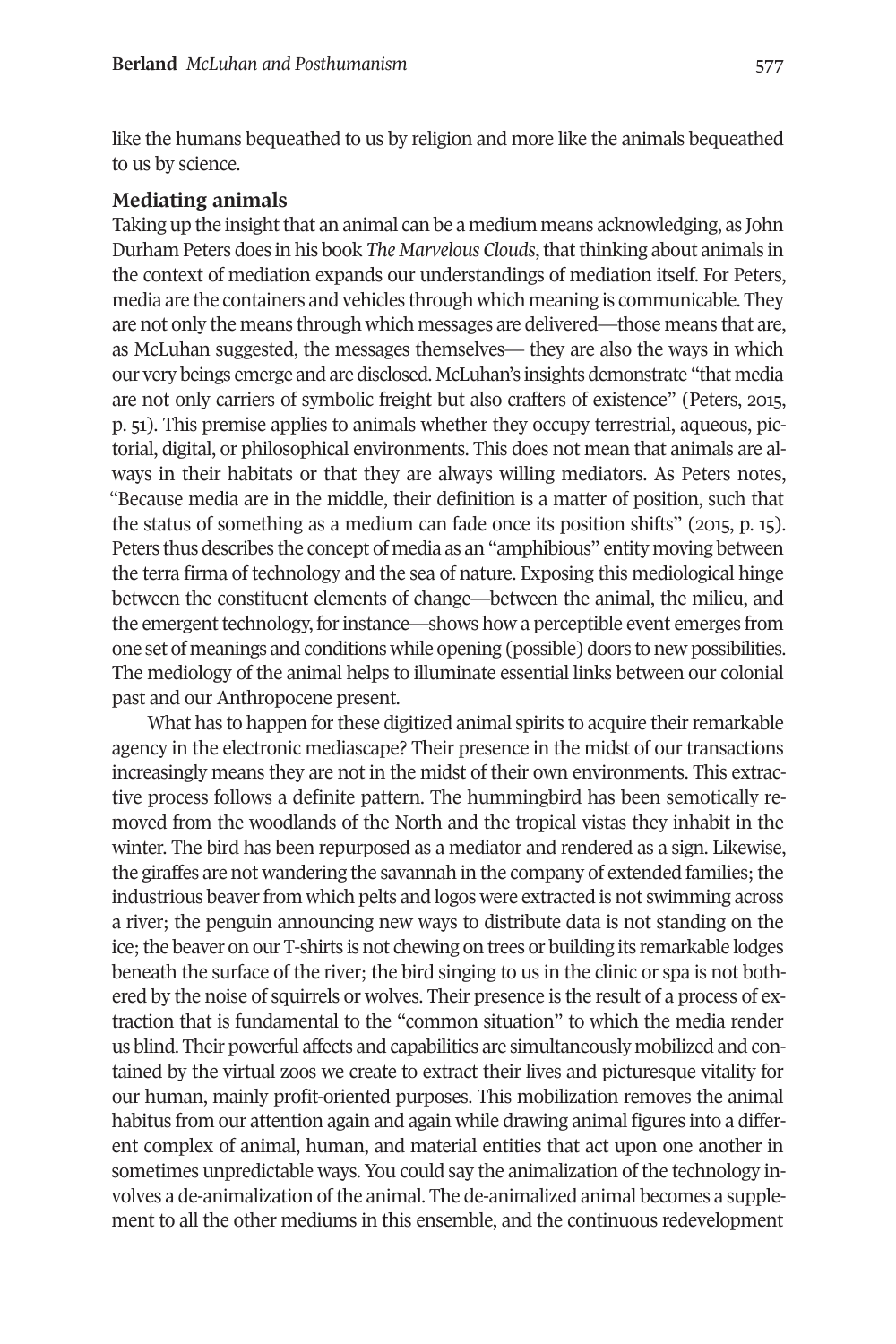like the humans bequeathed to us by religion and more like the animals bequeathed to us by science.

### Mediating animals

Taking up the insight that an animal can be a medium means acknowledging, as John Durham Peters does in his book *The Marvelous Clouds*, that thinking about animals in the context of mediation expands our understandings of mediation itself. For Peters, media are the containers and vehicles through which meaning is communicable. They are not only the means through which messages are delivered—those means that are, as McLuhan suggested, the messages themselves— they are also the ways in which our very beings emerge and are disclosed. McLuhan's insights demonstrate "that media are not only carriers of symbolic freight but also crafters of existence" (Peters, 2015, p. 51). This premise applies to animals whether they occupy terrestrial, aqueous, pictorial, digital, or philosophical environments. This does not mean that animals are always in their habitats or that they are always willing mediators. As Peters notes, "Because media are in the middle, their definition is a matter of position, such that the status of something as a medium can fade once its position shifts" (2015, p. 15). Peters thus describes the concept of media as an "amphibious" entity moving between the terra firma of technology and the sea of nature. Exposing this mediological hinge between the constituent elements of change—between the animal, the milieu, and the emergent technology, for instance—shows how a perceptible event emerges from one set of meanings and conditions while opening (possible) doors to new possibilities. The mediology of the animal helps to illuminate essential links between our colonial past and our Anthropocene present.

What has to happen for these digitized animal spirits to acquire their remarkable agency in the electronic mediascape? Their presence in the midst of our transactions increasingly means they are not in the midst of their own environments. This extractive process follows a definite pattern. The hummingbird has been semotically removed from the woodlands of the North and the tropical vistas they inhabit in the winter. The bird has been repurposed as a mediator and rendered as a sign. Likewise, the giraffes are not wandering the savannah in the company of extended families; the industrious beaver from which pelts and logos were extracted is not swimming across a river; the penguin announcing new ways to distribute data is not standing on the ice; the beaver on our T-shirts is not chewing on trees or building its remarkable lodges beneath the surface of the river; the bird singing to us in the clinic or spa is not bothered by the noise of squirrels or wolves. Their presence is the result of a process of extraction that is fundamental to the "common situation" to which the media render us blind. Their powerful affects and capabilities are simultaneously mobilized and contained by the virtual zoos we create to extract their lives and picturesque vitality for our human, mainly profit-oriented purposes. This mobilization removes the animal habitus from our attention again and again while drawing animal figures into a different complex of animal, human, and material entities that act upon one another in sometimes unpredictable ways. You could say the animalization of the technology involves a de-animalization of the animal. The de-animalized animal becomes a supplement to all the other mediums in this ensemble, and the continuous redevelopment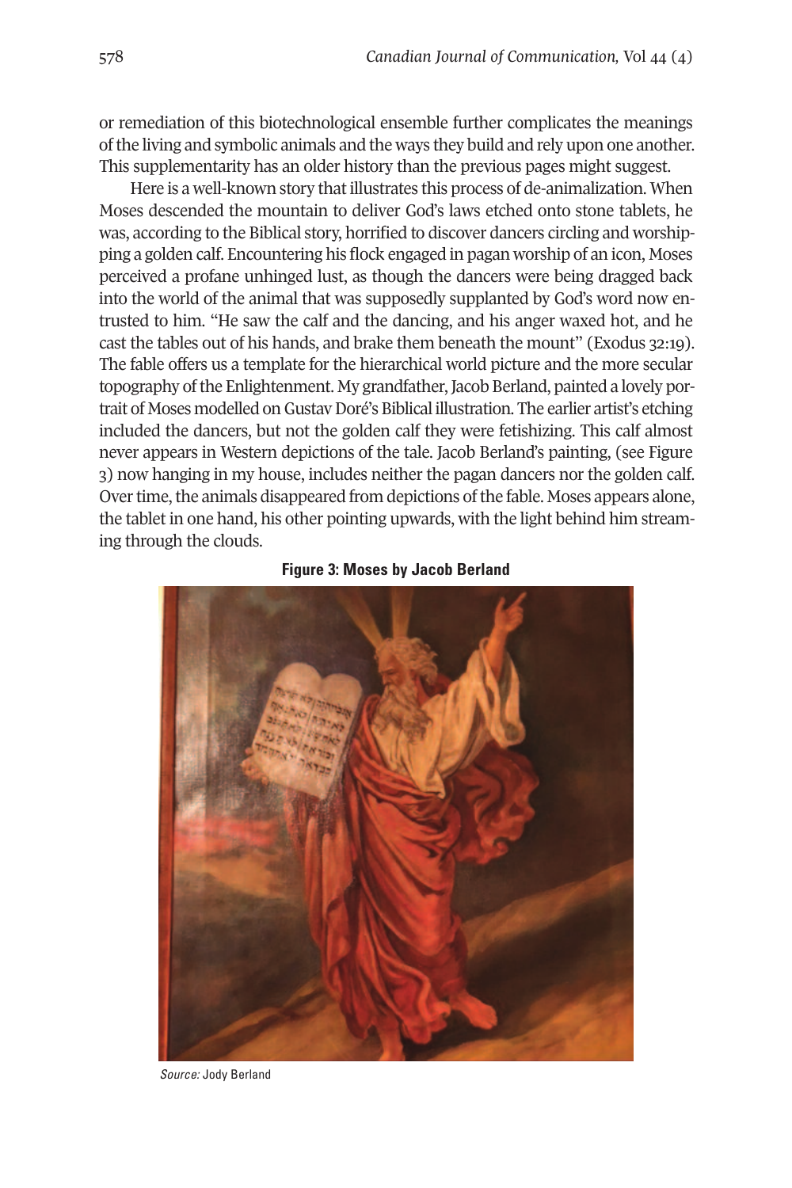or remediation of this biotechnological ensemble further complicates the meanings of the living and symbolic animals and the ways they build and rely upon one another. This supplementarity has an older history than the previous pages might suggest.

Here is a well-known story that illustrates this process of de-animalization. When Moses descended the mountain to deliver God's laws etched onto stone tablets, he was, according to the Biblical story, horrified to discover dancers circling and worshipping a golden calf. Encountering his flock engaged in pagan worship of an icon, Moses perceived a profane unhinged lust, as though the dancers were being dragged back into the world of the animal that was supposedly supplanted by God's word now entrusted to him. "He saw the calf and the dancing, and his anger waxed hot, and he cast the tables out of his hands, and brake them beneath the mount" (Exodus 32:19). The fable offers us a template for the hierarchical world picture and the more secular topography of the Enlightenment. My grandfather, Jacob Berland, painted a lovely portrait of Moses modelled on Gustav Doré's Biblical illustration. The earlier artist's etching included the dancers, but not the golden calf they were fetishizing. This calf almost never appears in Western depictions of the tale. Jacob Berland's painting, (see Figure 3) now hanging in my house, includes neither the pagan dancers nor the golden calf. Over time, the animals disappeared from depictions of the fable. Moses appears alone, the tablet in one hand, his other pointing upwards, with the light behind him streaming through the clouds.

**Figure 3: Moses by Jacob Berland**

*Source:* Jody Berland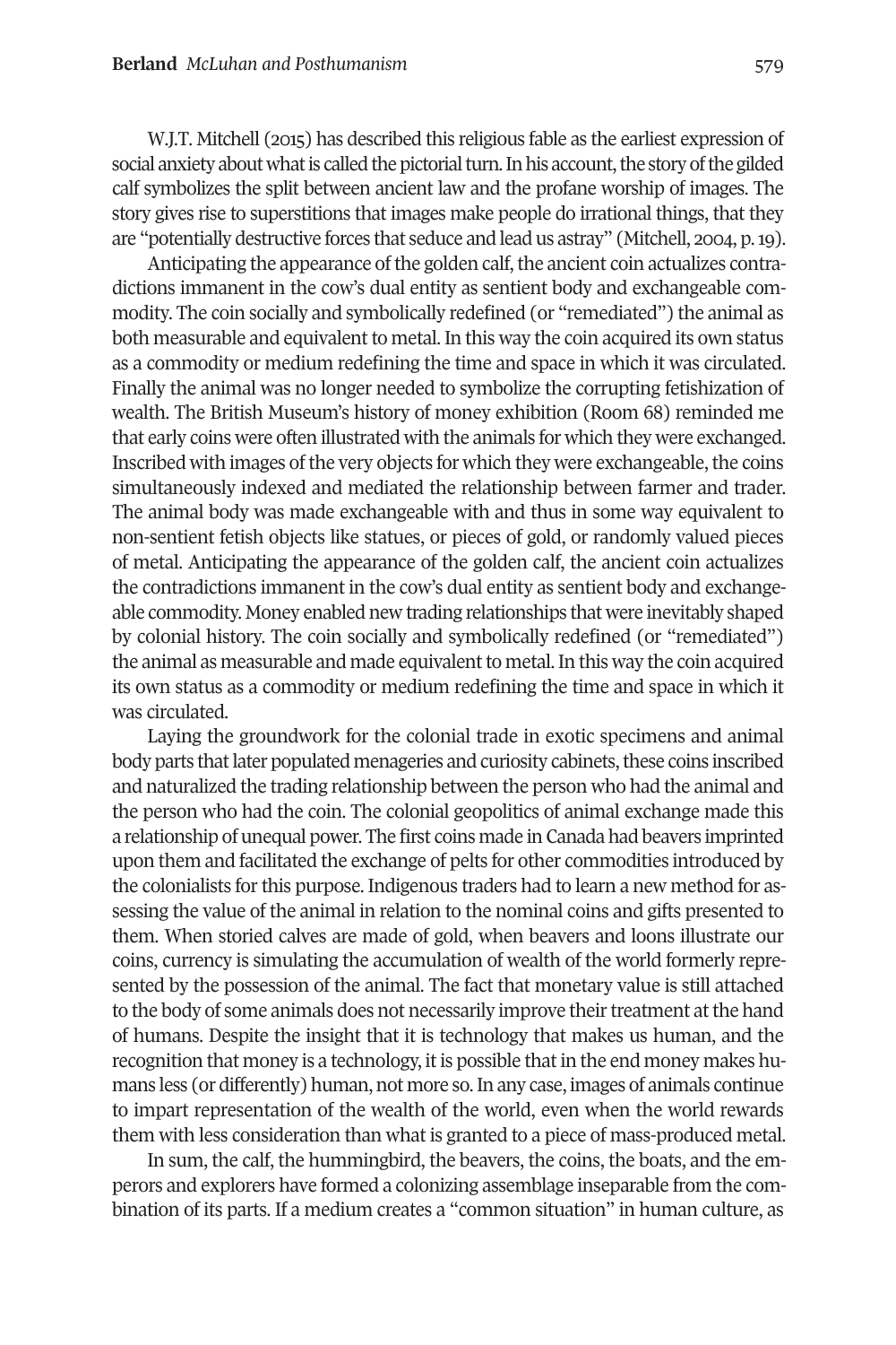W.J.T. Mitchell (2015) has described this religious fable as the earliest expression of social anxiety about what is called the pictorial turn. In his account, the story of the gilded calf symbolizes the split between ancient law and the profane worship of images. The story gives rise to superstitions that images make people do irrational things, that they are "potentially destructive forces that seduce and lead us astray" (Mitchell, 2004, p. 19).

Anticipating the appearance of the golden calf, the ancient coin actualizes contradictions immanent in the cow's dual entity as sentient body and exchangeable commodity. The coin socially and symbolically redefined (or "remediated") the animal as both measurable and equivalent to metal. In this way the coin acquired its own status as a commodity or medium redefining the time and space in which it was circulated. Finally the animal was no longer needed to symbolize the corrupting fetishization of wealth. The British Museum's history of money exhibition (Room 68) reminded me that early coins were often illustrated with the animals for which they were exchanged. Inscribed with images of the very objects for which they were exchangeable, the coins simultaneously indexed and mediated the relationship between farmer and trader. The animal body was made exchangeable with and thus in some way equivalent to non-sentient fetish objects like statues, or pieces of gold, or randomly valued pieces of metal. Anticipating the appearance of the golden calf, the ancient coin actualizes the contradictions immanent in the cow's dual entity as sentient body and exchangeable commodity. Money enabled new trading relationships that were inevitably shaped by colonial history. The coin socially and symbolically redefined (or "remediated") the animal as measurable and made equivalent to metal. In this way the coin acquired its own status as a commodity or medium redefining the time and space in which it was circulated.

Laying the groundwork for the colonial trade in exotic specimens and animal body parts that later populated menageries and curiosity cabinets, these coins inscribed and naturalized the trading relationship between the person who had the animal and the person who had the coin. The colonial geopolitics of animal exchange made this a relationship of unequal power. The first coins made in Canada had beavers imprinted upon them and facilitated the exchange of pelts for other commodities introduced by the colonialists for this purpose. Indigenous traders had to learn a new method for assessing the value of the animal in relation to the nominal coins and gifts presented to them. When storied calves are made of gold, when beavers and loons illustrate our coins, currency is simulating the accumulation of wealth of the world formerly represented by the possession of the animal. The fact that monetary value is still attached to the body of some animals does not necessarily improve their treatment at the hand of humans. Despite the insight that it is technology that makes us human, and the recognition that money is a technology, it is possible that in the end money makes humans less (or differently) human, not more so. In any case, images of animals continue to impart representation of the wealth of the world, even when the world rewards them with less consideration than what is granted to a piece of mass-produced metal.

In sum, the calf, the hummingbird, the beavers, the coins, the boats, and the emperors and explorers have formed a colonizing assemblage inseparable from the combination of its parts. If a medium creates a "common situation" in human culture, as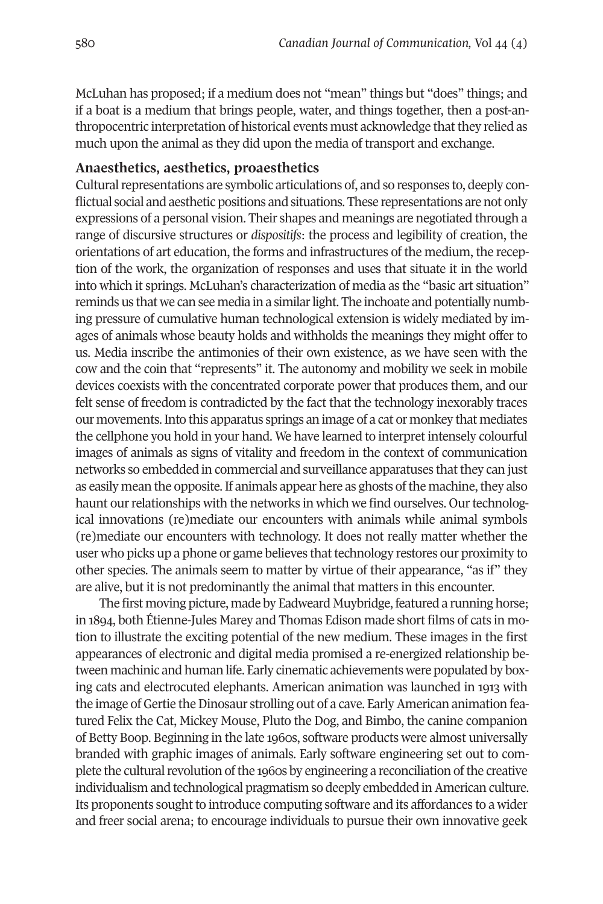McLuhan has proposed; if a medium does not "mean" things but "does" things; and if a boat is a medium that brings people, water, and things together, then a post-anthropocentric interpretation of historical events must acknowledge that they relied as much upon the animal as they did upon the media of transport and exchange.

## Anaesthetics, aesthetics, proaesthetics

Cultural representations are symbolic articulations of, and so responses to, deeply conflictual social and aesthetic positions and situations. These representations are not only expressions of a personal vision. Their shapes and meanings are negotiated through a range of discursive structures or *dispositifs*: the process and legibility of creation, the orientations of art education, the forms and infrastructures of the medium, the reception of the work, the organization of responses and uses that situate it in the world into which it springs. McLuhan's characterization of media as the "basic art situation" reminds us that we can see media in a similar light. The inchoate and potentially numbing pressure of cumulative human technological extension is widely mediated by images of animals whose beauty holds and withholds the meanings they might offer to us. Media inscribe the antimonies of their own existence, as we have seen with the cow and the coin that "represents" it. The autonomy and mobility we seek in mobile devices coexists with the concentrated corporate power that produces them, and our felt sense of freedom is contradicted by the fact that the technology inexorably traces our movements. Into this apparatus springs an image of a cat or monkey that mediates the cellphone you hold in your hand. We have learned to interpret intensely colourful images of animals as signs of vitality and freedom in the context of communication networks so embedded in commercial and surveillance apparatuses that they can just as easily mean the opposite. If animals appear here as ghosts of the machine, they also haunt our relationships with the networks in which we find ourselves. Our technological innovations (re)mediate our encounters with animals while animal symbols (re)mediate our encounters with technology. It does not really matter whether the user who picks up a phone or game believes that technology restores our proximity to other species. The animals seem to matter by virtue of their appearance, "as if" they are alive, but it is not predominantly the animal that matters in this encounter.

The first moving picture, made by Eadweard Muybridge, featured a running horse; in 1894, both Étienne-Jules Marey and Thomas Edison made short films of cats in motion to illustrate the exciting potential of the new medium. These images in the first appearances of electronic and digital media promised a re-energized relationship between machinic and human life. Early cinematic achievements were populated by boxing cats and electrocuted elephants. American animation was launched in 1913 with the image of Gertie the Dinosaur strolling out of a cave. Early American animation featured Felix the Cat, Mickey Mouse, Pluto the Dog, and Bimbo, the canine companion of Betty Boop. Beginning in the late 1960s, software products were almost universally branded with graphic images of animals. Early software engineering set out to complete the cultural revolution of the 1960s by engineering a reconciliation of the creative individualism and technological pragmatism so deeply embedded in American culture. Its proponents sought to introduce computing software and its affordances to a wider and freer social arena; to encourage individuals to pursue their own innovative geek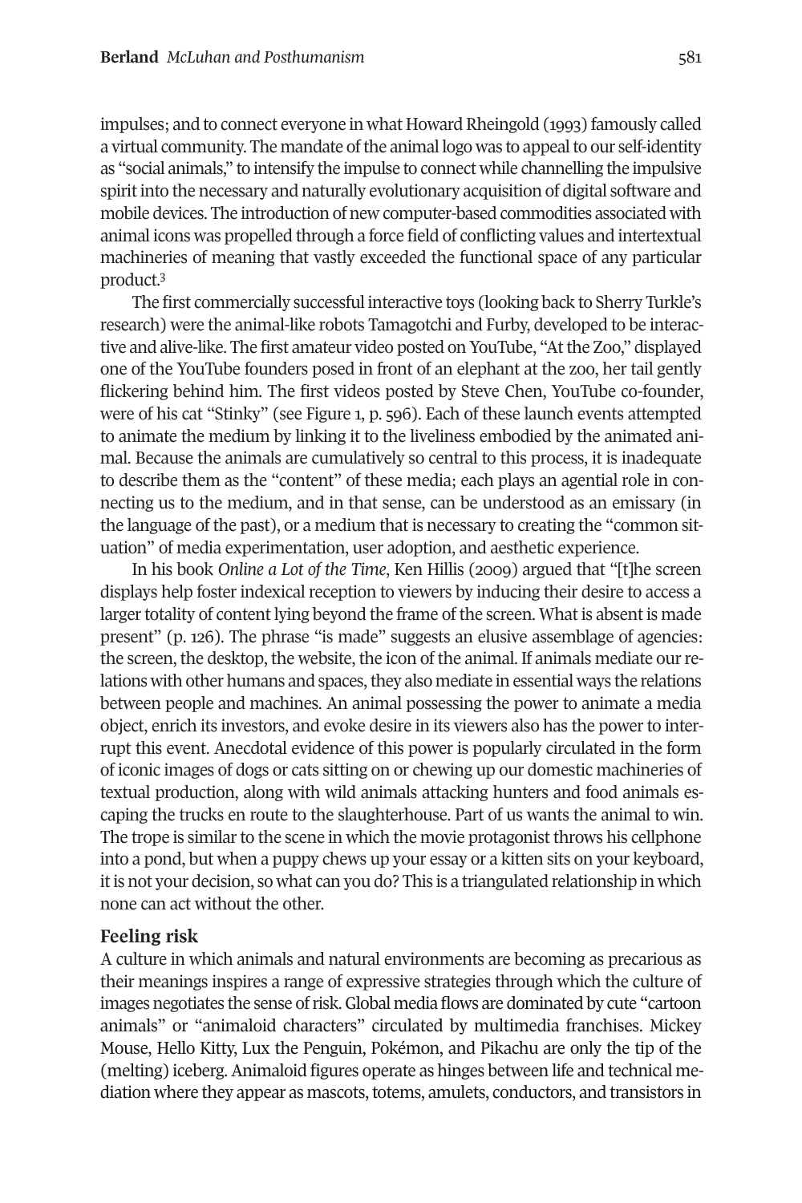impulses; and to connect everyone in what Howard Rheingold (1993) famously called a virtual community. The mandate of the animal logo was to appeal to our self-identity as "social animals," to intensify the impulse to connect while channelling the impulsive spirit into the necessary and naturally evolutionary acquisition of digital software and mobile devices. The introduction of new computer-based commodities associated with animal icons was propelled through a force field of conflicting values and intertextual machineries of meaning that vastly exceeded the functional space of any particular product.[3]

The first commercially successful interactive toys (looking back to Sherry Turkle's research) were the animal-like robots Tamagotchi and Furby, developed to be interactive and alive-like. The first amateur video posted on YouTube, "At the Zoo," displayed one of the YouTube founders posed in front of an elephant at the zoo, her tail gently flickering behind him. The first videos posted by Steve Chen, YouTube co-founder, were of his cat "Stinky" (see Figure 1, p. 596). Each of these launch events attempted to animate the medium by linking it to the liveliness embodied by the animated animal. Because the animals are cumulatively so central to this process, it is inadequate to describe them as the "content" of these media; each plays an agential role in connecting us to the medium, and in that sense, can be understood as an emissary (in the language of the past), or a medium that is necessary to creating the "common situation" of media experimentation, user adoption, and aesthetic experience.

In his book *Online a Lot of the Time*, Ken Hillis (2009) argued that "[t]he screen displays help foster indexical reception to viewers by inducing their desire to access a larger totality of content lying beyond the frame of the screen. What is absent is made present" (p. 126). The phrase "is made" suggests an elusive assemblage of agencies: the screen, the desktop, the website, the icon of the animal. If animals mediate our relations with other humans and spaces, they also mediate in essential ways the relations between people and machines. An animal possessing the power to animate a media object, enrich its investors, and evoke desire in its viewers also has the power to interrupt this event. Anecdotal evidence of this power is popularly circulated in the form of iconic images of dogs or cats sitting on or chewing up our domestic machineries of textual production, along with wild animals attacking hunters and food animals escaping the trucks en route to the slaughterhouse. Part of us wants the animal to win. The trope is similar to the scene in which the movie protagonist throws his cellphone into a pond, but when a puppy chews up your essay or a kitten sits on your keyboard, it is not your decision, so what can you do? This is a triangulated relationship in which none can act without the other.

## Feeling risk

A culture in which animals and natural environments are becoming as precarious as their meanings inspires a range of expressive strategies through which the culture of images negotiates the sense of risk. Global media flows are dominated by cute "cartoon animals" or "animaloid characters" circulated by multimedia franchises. Mickey Mouse, Hello Kitty, Lux the Penguin, Pokémon, and Pikachu are only the tip of the (melting) iceberg. Animaloid figures operate as hinges between life and technical mediation where they appear as mascots, totems, amulets, conductors, and transistors in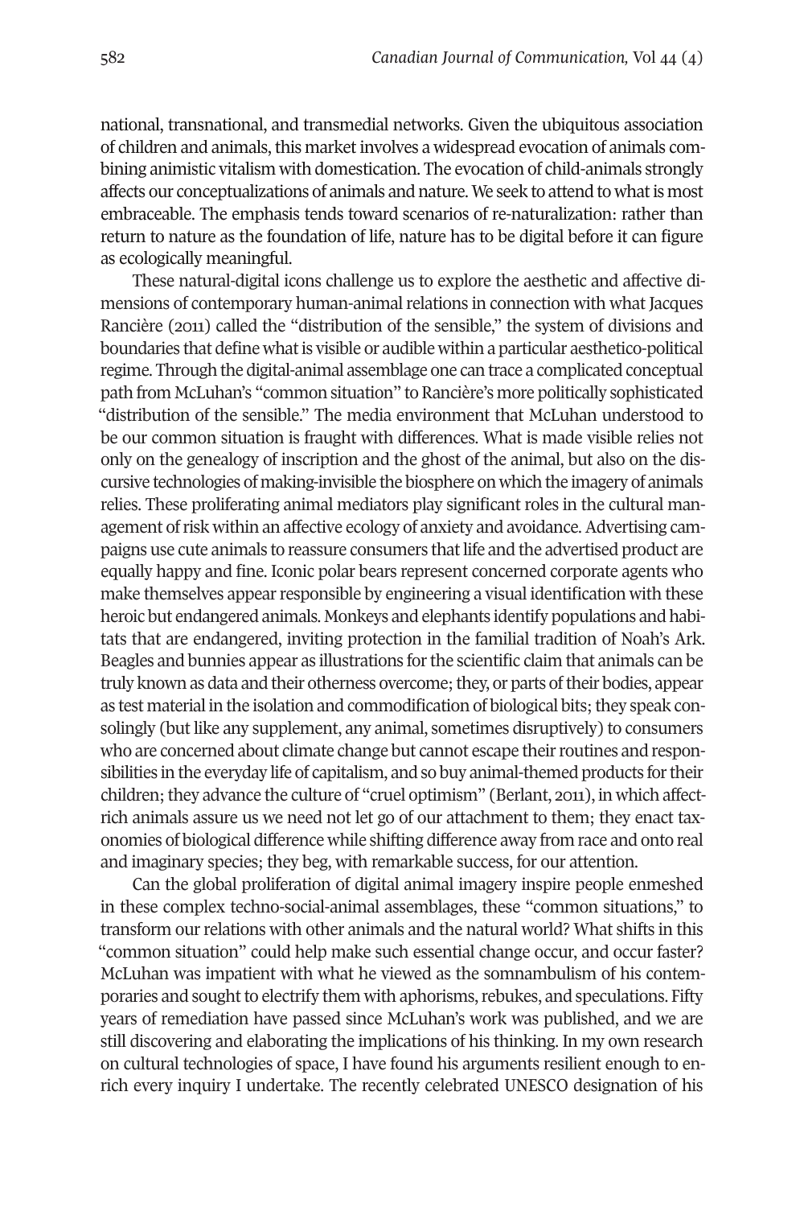national, transnational, and transmedial networks. Given the ubiquitous association of children and animals, this market involves a widespread evocation of animals combining animistic vitalism with domestication. The evocation of child-animals strongly affects our conceptualizations of animals and nature. We seek to attend to what is most embraceable. The emphasis tends toward scenarios of re-naturalization: rather than return to nature as the foundation of life, nature has to be digital before it can figure as ecologically meaningful.

These natural-digital icons challenge us to explore the aesthetic and affective dimensions of contemporary human-animal relations in connection with what Jacques Rancière (2011) called the "distribution of the sensible," the system of divisions and boundaries that define what is visible or audible within a particular aesthetico-political regime. Through the digital-animal assemblage one can trace a complicated conceptual path from McLuhan's "common situation" to Rancière's more politically sophisticated "distribution of the sensible." The media environment that McLuhan understood to be our common situation is fraught with differences. What is made visible relies not only on the genealogy of inscription and the ghost of the animal, but also on the discursive technologies of making-invisible the biosphere on which the imagery of animals relies. These proliferating animal mediators play significant roles in the cultural management of risk within an affective ecology of anxiety and avoidance. Advertising campaigns use cute animals to reassure consumers that life and the advertised product are equally happy and fine. Iconic polar bears represent concerned corporate agents who make themselves appear responsible by engineering a visual identification with these heroic but endangered animals. Monkeys and elephants identify populations and habitats that are endangered, inviting protection in the familial tradition of Noah's Ark. Beagles and bunnies appear as illustrations for the scientific claim that animals can be truly known as data and their otherness overcome; they, or parts of their bodies, appear as test material in the isolation and commodification of biological bits; they speak consolingly (but like any supplement, any animal, sometimes disruptively) to consumers who are concerned about climate change but cannot escape their routines and responsibilities in the everyday life of capitalism, and so buy animal-themed products for their children; they advance the culture of "cruel optimism" (Berlant, 2011), in which affect-rich animals assure us we need not let go of our attachment to them; they enact taxonomies of biological difference while shifting difference away from race and onto real and imaginary species; they beg, with remarkable success, for our attention.

Can the global proliferation of digital animal imagery inspire people enmeshed in these complex techno-social-animal assemblages, these "common situations," to transform our relations with other animals and the natural world? What shifts in this "common situation" could help make such essential change occur, and occur faster? McLuhan was impatient with what he viewed as the somnambulism of his contemporaries and sought to electrify them with aphorisms, rebukes, and speculations. Fifty years of remediation have passed since McLuhan's work was published, and we are still discovering and elaborating the implications of his thinking. In my own research on cultural technologies of space, I have found his arguments resilient enough to enrich every inquiry I undertake. The recently celebrated UNESCO designation of his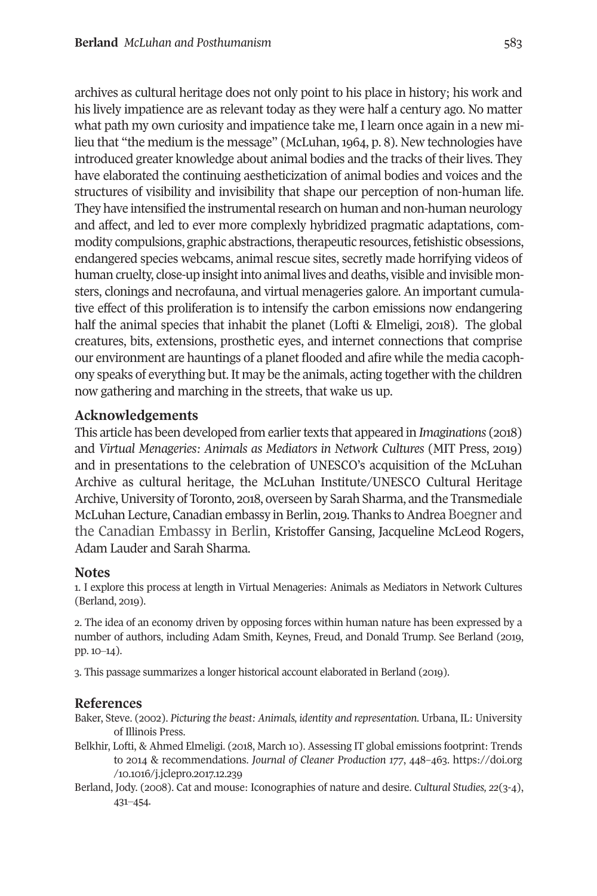archives as cultural heritage does not only point to his place in history; his work and his lively impatience are as relevant today as they were half a century ago. No matter what path my own curiosity and impatience take me, I learn once again in a new milieu that "the medium is the message" (McLuhan, 1964, p. 8). New technologies have introduced greater knowledge about animal bodies and the tracks of their lives. They have elaborated the continuing aestheticization of animal bodies and voices and the structures of visibility and invisibility that shape our perception of non-human life. They have intensified the instrumental research on human and non-human neurology and affect, and led to ever more complexly hybridized pragmatic adaptations, commodity compulsions, graphic abstractions, therapeutic resources, fetishistic obsessions, endangered species webcams, animal rescue sites, secretly made horrifying videos of human cruelty, close-up insight into animal lives and deaths, visible and invisible monsters, clonings and necrofauna, and virtual menageries galore. An important cumulative effect of this proliferation is to intensify the carbon emissions now endangering half the animal species that inhabit the planet (Lofti & Elmeligi, 2018). The global creatures, bits, extensions, prosthetic eyes, and internet connections that comprise our environment are hauntings of a planet flooded and afire while the media cacophony speaks of everything but. It may be the animals, acting together with the children now gathering and marching in the streets, that wake us up.

## Acknowledgements

This article has been developed from earlier texts that appeared in *Imaginations* (2018) and *Virtual Menageries: Animals as Mediators in Network Cultures* (MIT Press, 2019) and in presentations to the celebration of UNESCO's acquisition of the McLuhan Archive as cultural heritage, the McLuhan Institute/UNESCO Cultural Heritage Archive, University of Toronto, 2018, overseen by Sarah Sharma, and the Transmediale McLuhan Lecture, Canadian embassy in Berlin, 2019. Thanks to Andrea Boegner and the Canadian Embassy in Berlin, Kristoffer Gansing, Jacqueline McLeod Rogers, Adam Lauder and Sarah Sharma.

## Notes

1. I explore this process at length in Virtual Menageries: Animals as Mediators in Network Cultures (Berland, 2019).

2. The idea of an economy driven by opposing forces within human nature has been expressed by a number of authors, including Adam Smith, Keynes, Freud, and Donald Trump. See Berland (2019, pp. 10–14).

3. This passage summarizes a longer historical account elaborated in Berland (2019).

## References

Baker, Steve. (2002). *Picturing the beast: Animals, identity and representation*. Urbana, IL: University of Illinois Press.

Belkhir, Lofti, & Ahmed Elmeligi. (2018, March 10). Assessing IT global emissions footprint: Trends to 2014 & recommendations. *Journal of Cleaner Production 177*, 448–463. https://doi.org/10.1016/j.jclepro.2017.12.239

Berland, Jody. (2008). Cat and mouse: Iconographies of nature and desire. *Cultural Studies, 22*(3-4), 431–454.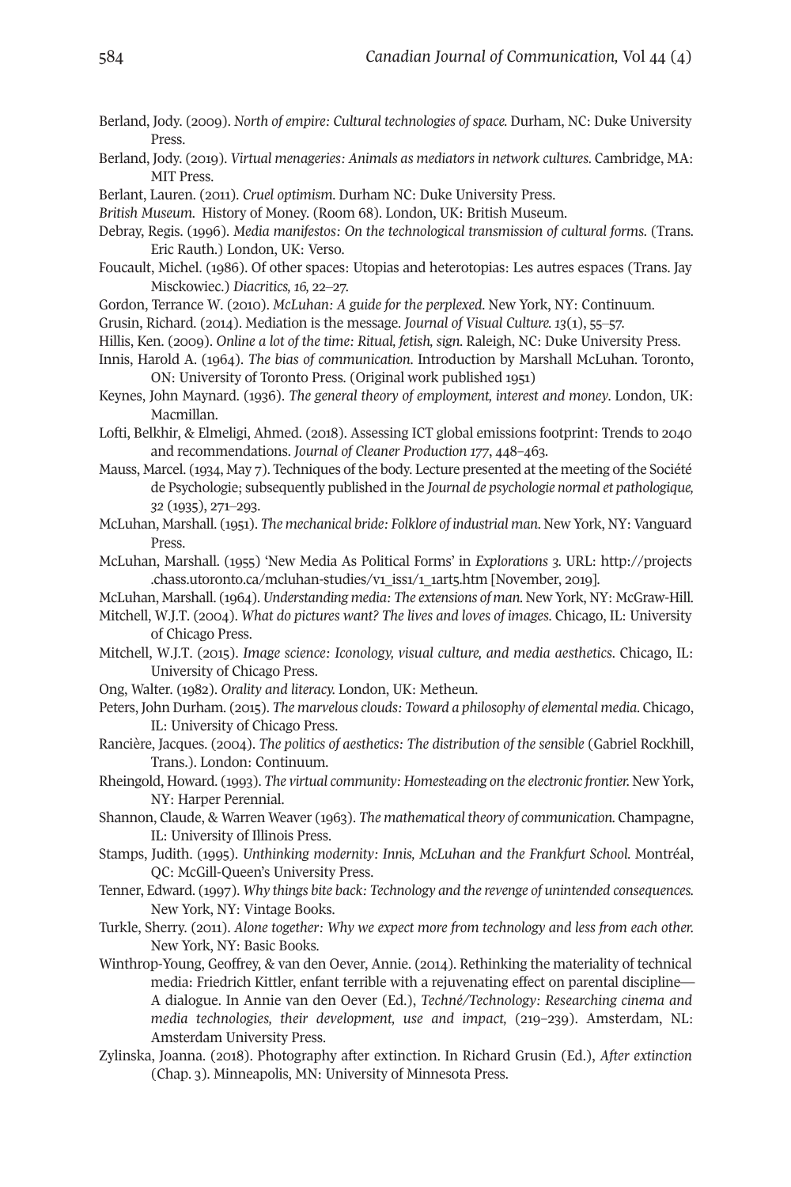Berland, Jody. (2009). *North of empire: Cultural technologies of space.* Durham, NC: Duke University Press.

Berland, Jody. (2019). *Virtual menageries: Animals as mediators in network cultures.* Cambridge, MA: MIT Press.

Berlant, Lauren. (2011). *Cruel optimism.* Durham NC: Duke University Press.

*British Museum.* History of Money. (Room 68). London, UK: British Museum.

Debray, Regis. (1996). *Media manifestos: On the technological transmission of cultural forms.* (Trans. Eric Rauth.) London, UK: Verso.

Foucault, Michel. (1986). Of other spaces: Utopias and heterotopias: Les autres espaces (Trans. Jay Misckowiec.) *Diacritics, 16,* 22–27.

Gordon, Terrance W. (2010). *McLuhan: A guide for the perplexed.* New York, NY: Continuum.

Grusin, Richard. (2014). Mediation is the message. *Journal of Visual Culture. 13*(1), 55–57.

Hillis, Ken. (2009). *Online a lot of the time: Ritual, fetish, sign.* Raleigh, NC: Duke University Press.

Innis, Harold A. (1964). *The bias of communication.* Introduction by Marshall McLuhan. Toronto, ON: University of Toronto Press. (Original work published 1951)

Keynes, John Maynard. (1936). *The general theory of employment, interest and money.* London, UK: Macmillan.

Lofti, Belkhir, & Elmeligi, Ahmed. (2018). Assessing ICT global emissions footprint: Trends to 2040 and recommendations. *Journal of Cleaner Production 177*, 448–463.

Mauss, Marcel. (1934, May 7). Techniques of the body. Lecture presented at the meeting of the Société de Psychologie; subsequently published in the *Journal de psychologie normal et pathologique, 32* (1935), 271–293.

McLuhan, Marshall. (1951). *The mechanical bride: Folklore of industrial man.* New York, NY: Vanguard Press.

McLuhan, Marshall. (1955) 'New Media As Political Forms' in *Explorations 3.* URL: http://projects.chass.utoronto.ca/mcluhan-studies/v1_iss1/1_1art5.htm [November, 2019].

McLuhan, Marshall. (1964). *Understanding media: The extensions of man.* New York, NY: McGraw-Hill.

Mitchell, W.J.T. (2004). *What do pictures want? The lives and loves of images.* Chicago, IL: University of Chicago Press.

Mitchell, W.J.T. (2015). *Image science: Iconology, visual culture, and media aesthetics.* Chicago, IL: University of Chicago Press.

Ong, Walter. (1982). *Orality and literacy.* London, UK: Metheun.

Peters, John Durham. (2015). *The marvelous clouds: Toward a philosophy of elemental media.* Chicago, IL: University of Chicago Press.

Rancière, Jacques. (2004). *The politics of aesthetics: The distribution of the sensible* (Gabriel Rockhill, Trans.). London: Continuum.

Rheingold, Howard. (1993). *The virtual community: Homesteading on the electronic frontier.* New York, NY: Harper Perennial.

Shannon, Claude, & Warren Weaver (1963). *The mathematical theory of communication.* Champagne, IL: University of Illinois Press.

Stamps, Judith. (1995). *Unthinking modernity: Innis, McLuhan and the Frankfurt School.* Montréal, QC: McGill-Queen's University Press.

Tenner, Edward. (1997). *Why things bite back: Technology and the revenge of unintended consequences.* New York, NY: Vintage Books.

Turkle, Sherry. (2011). *Alone together: Why we expect more from technology and less from each other.* New York, NY: Basic Books.

Winthrop-Young, Geoffrey, & van den Oever, Annie. (2014). Rethinking the materiality of technical media: Friedrich Kittler, enfant terrible with a rejuvenating effect on parental discipline—A dialogue. In Annie van den Oever (Ed.), *Techné/Technology: Researching cinema and media technologies, their development, use and impact,* (219–239). Amsterdam, NL: Amsterdam University Press.

Zylinska, Joanna. (2018). Photography after extinction. In Richard Grusin (Ed.), *After extinction* (Chap. 3). Minneapolis, MN: University of Minnesota Press.